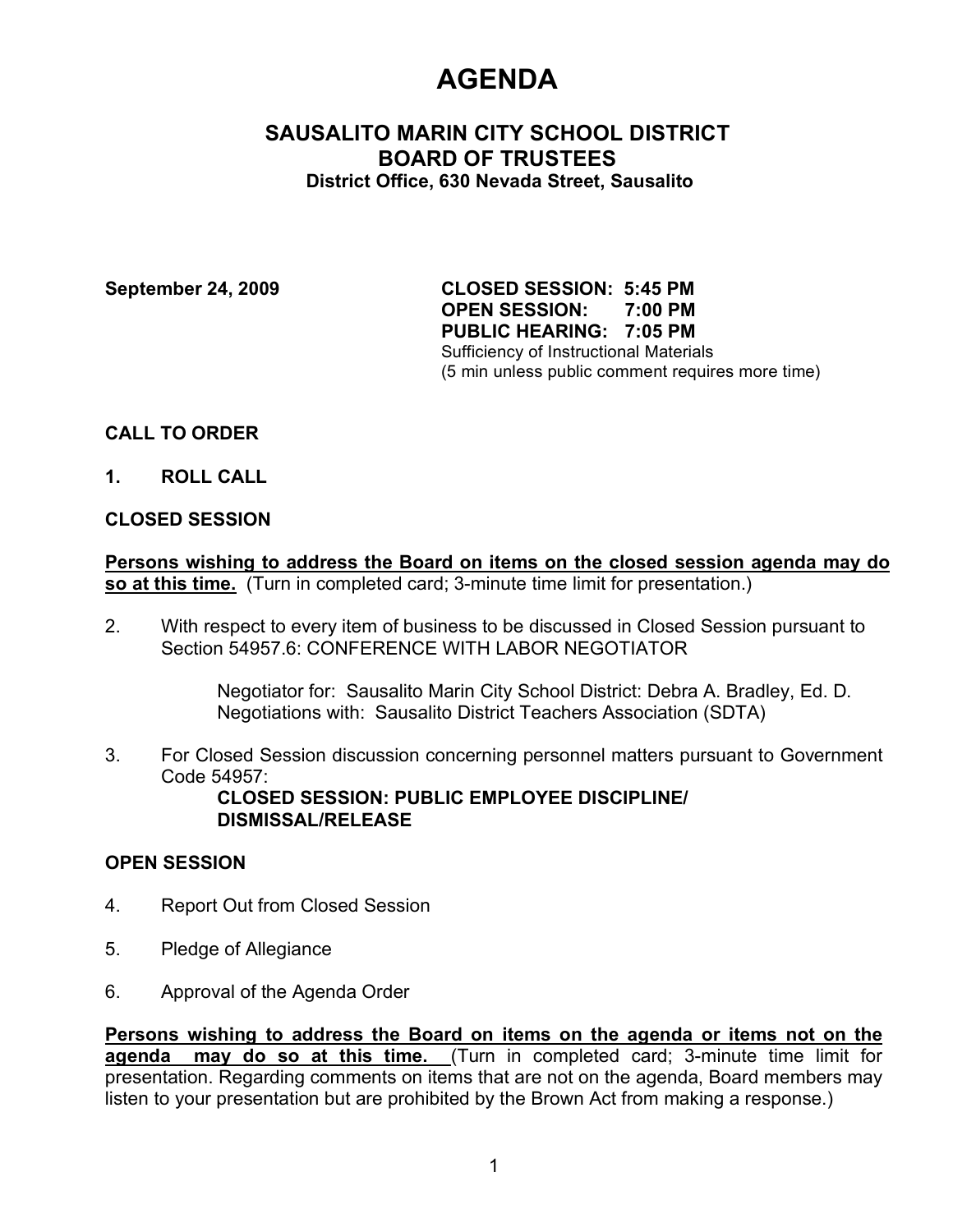# AGENDA

## SAUSALITO MARIN CITY SCHOOL DISTRICT
## BOARD OF TRUSTEES

**District Office, 630 Nevada Street, Sausalito**

**September 24, 2009**

**CLOSED SESSION: 5:45 PM**
**OPEN SESSION: 7:00 PM**
**PUBLIC HEARING: 7:05 PM**
Sufficiency of Instructional Materials
(5 min unless public comment requires more time)

**CALL TO ORDER**

**1. ROLL CALL**

**CLOSED SESSION**

**Persons wishing to address the Board on items on the closed session agenda may do so at this time.** (Turn in completed card; 3-minute time limit for presentation.)

2. With respect to every item of business to be discussed in Closed Session pursuant to Section 54957.6: CONFERENCE WITH LABOR NEGOTIATOR

   Negotiator for: Sausalito Marin City School District: Debra A. Bradley, Ed. D.
   Negotiations with: Sausalito District Teachers Association (SDTA)

3. For Closed Session discussion concerning personnel matters pursuant to Government Code 54957:
   **CLOSED SESSION: PUBLIC EMPLOYEE DISCIPLINE/ DISMISSAL/RELEASE**

**OPEN SESSION**

4. Report Out from Closed Session

5. Pledge of Allegiance

6. Approval of the Agenda Order

**Persons wishing to address the Board on items on the agenda or items not on the agenda may do so at this time.** (Turn in completed card; 3-minute time limit for presentation. Regarding comments on items that are not on the agenda, Board members may listen to your presentation but are prohibited by the Brown Act from making a response.)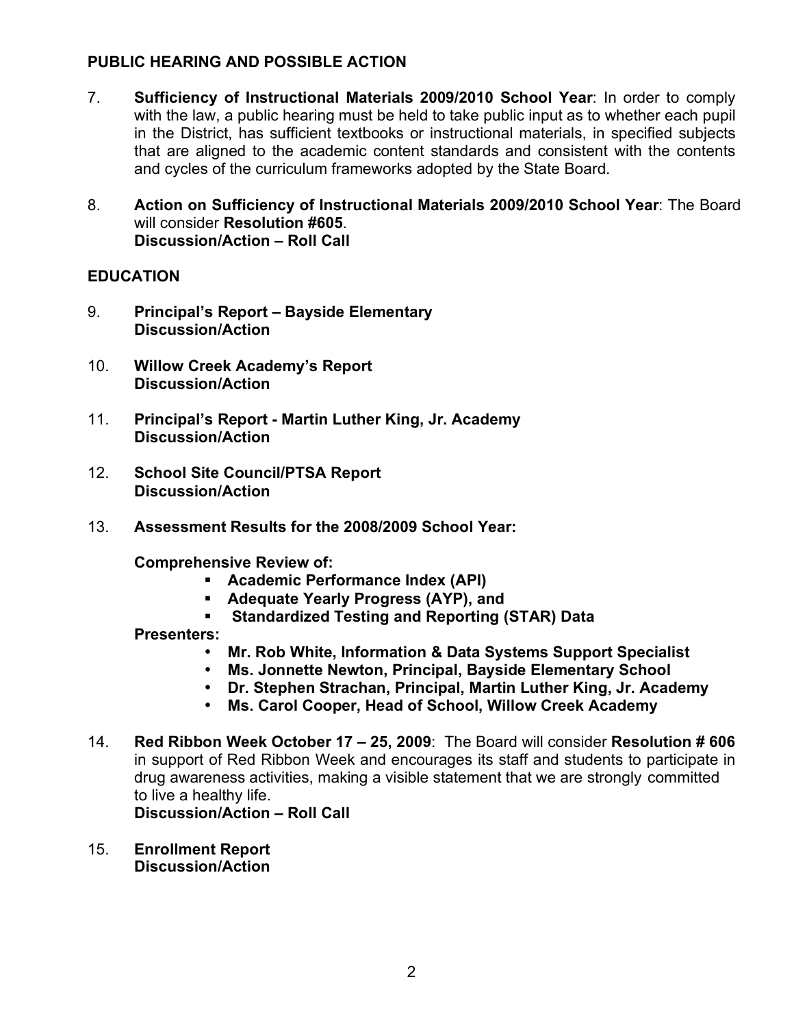## PUBLIC HEARING AND POSSIBLE ACTION

7. **Sufficiency of Instructional Materials 2009/2010 School Year**: In order to comply with the law, a public hearing must be held to take public input as to whether each pupil in the District, has sufficient textbooks or instructional materials, in specified subjects that are aligned to the academic content standards and consistent with the contents and cycles of the curriculum frameworks adopted by the State Board.

8. **Action on Sufficiency of Instructional Materials 2009/2010 School Year**: The Board will consider **Resolution #605**.
   **Discussion/Action – Roll Call**

## EDUCATION

9. **Principal's Report – Bayside Elementary**
   **Discussion/Action**

10. **Willow Creek Academy's Report**
    **Discussion/Action**

11. **Principal's Report - Martin Luther King, Jr. Academy**
    **Discussion/Action**

12. **School Site Council/PTSA Report**
    **Discussion/Action**

13. **Assessment Results for the 2008/2009 School Year:**

    **Comprehensive Review of:**
    - **Academic Performance Index (API)**
    - **Adequate Yearly Progress (AYP), and**
    - **Standardized Testing and Reporting (STAR) Data**

    **Presenters:**
    - **Mr. Rob White, Information & Data Systems Support Specialist**
    - **Ms. Jonnette Newton, Principal, Bayside Elementary School**
    - **Dr. Stephen Strachan, Principal, Martin Luther King, Jr. Academy**
    - **Ms. Carol Cooper, Head of School, Willow Creek Academy**

14. **Red Ribbon Week October 17 – 25, 2009**: The Board will consider **Resolution # 606** in support of Red Ribbon Week and encourages its staff and students to participate in drug awareness activities, making a visible statement that we are strongly committed to live a healthy life.
    **Discussion/Action – Roll Call**

15. **Enrollment Report**
    **Discussion/Action**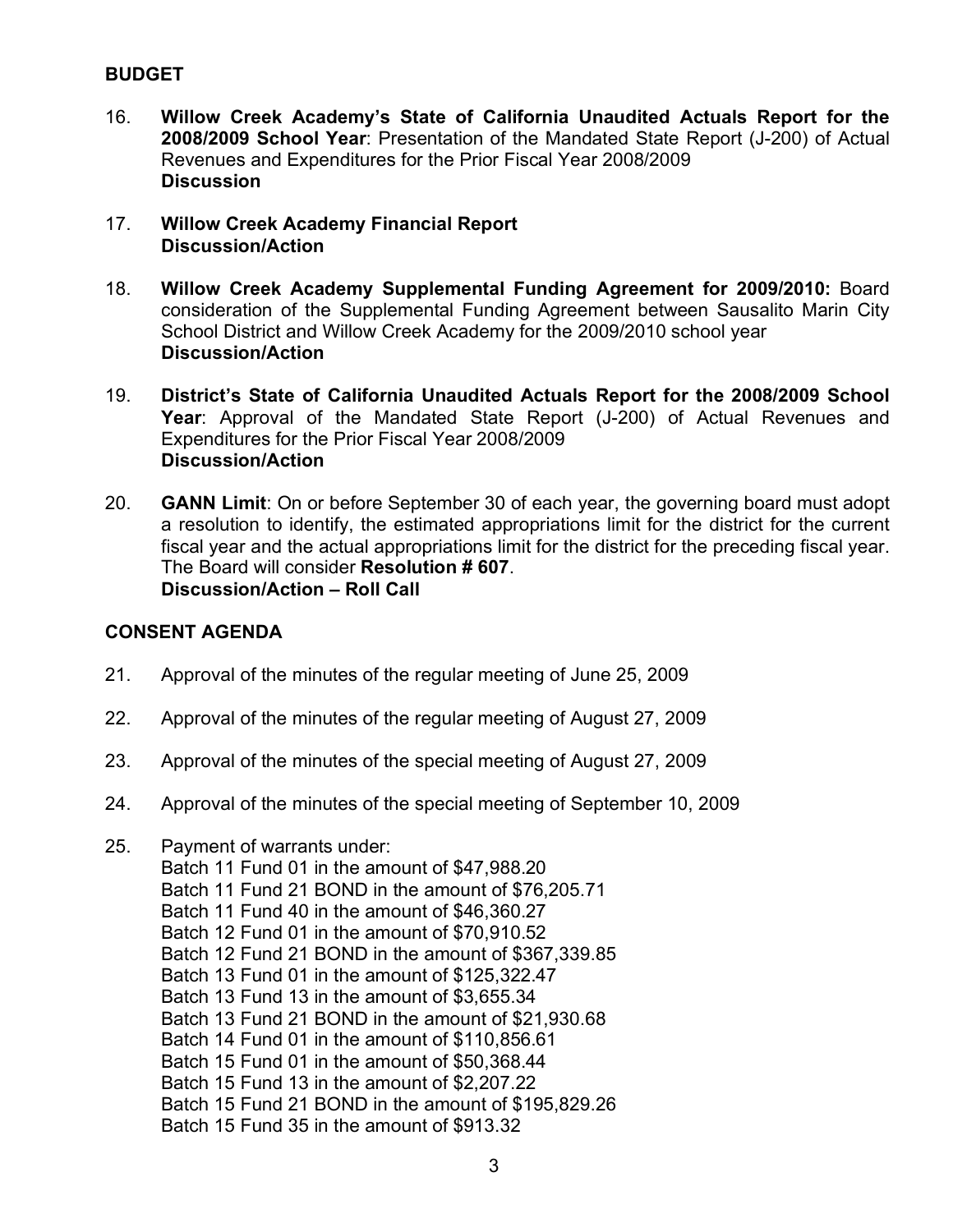## BUDGET

16. **Willow Creek Academy's State of California Unaudited Actuals Report for the 2008/2009 School Year**: Presentation of the Mandated State Report (J-200) of Actual Revenues and Expenditures for the Prior Fiscal Year 2008/2009
    **Discussion**

17. **Willow Creek Academy Financial Report**
    **Discussion/Action**

18. **Willow Creek Academy Supplemental Funding Agreement for 2009/2010:** Board consideration of the Supplemental Funding Agreement between Sausalito Marin City School District and Willow Creek Academy for the 2009/2010 school year
    **Discussion/Action**

19. **District's State of California Unaudited Actuals Report for the 2008/2009 School Year**: Approval of the Mandated State Report (J-200) of Actual Revenues and Expenditures for the Prior Fiscal Year 2008/2009
    **Discussion/Action**

20. **GANN Limit**: On or before September 30 of each year, the governing board must adopt a resolution to identify, the estimated appropriations limit for the district for the current fiscal year and the actual appropriations limit for the district for the preceding fiscal year. The Board will consider **Resolution # 607**.
    **Discussion/Action – Roll Call**

## CONSENT AGENDA

21. Approval of the minutes of the regular meeting of June 25, 2009

22. Approval of the minutes of the regular meeting of August 27, 2009

23. Approval of the minutes of the special meeting of August 27, 2009

24. Approval of the minutes of the special meeting of September 10, 2009

25. Payment of warrants under:
    Batch 11 Fund 01 in the amount of $47,988.20
    Batch 11 Fund 21 BOND in the amount of $76,205.71
    Batch 11 Fund 40 in the amount of $46,360.27
    Batch 12 Fund 01 in the amount of $70,910.52
    Batch 12 Fund 21 BOND in the amount of $367,339.85
    Batch 13 Fund 01 in the amount of $125,322.47
    Batch 13 Fund 13 in the amount of $3,655.34
    Batch 13 Fund 21 BOND in the amount of $21,930.68
    Batch 14 Fund 01 in the amount of $110,856.61
    Batch 15 Fund 01 in the amount of $50,368.44
    Batch 15 Fund 13 in the amount of $2,207.22
    Batch 15 Fund 21 BOND in the amount of $195,829.26
    Batch 15 Fund 35 in the amount of $913.32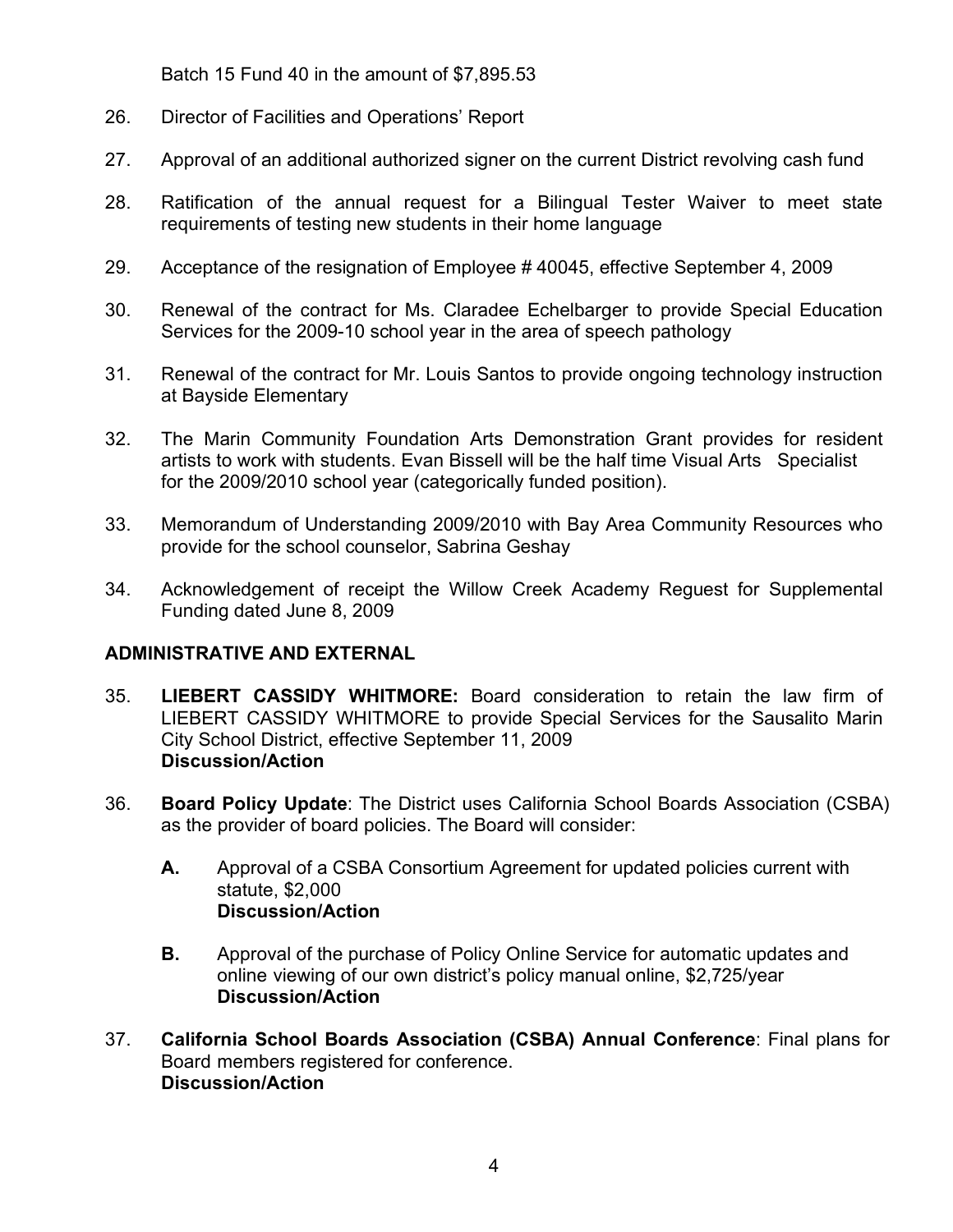Batch 15 Fund 40 in the amount of $7,895.53

26. Director of Facilities and Operations' Report

27. Approval of an additional authorized signer on the current District revolving cash fund

28. Ratification of the annual request for a Bilingual Tester Waiver to meet state requirements of testing new students in their home language

29. Acceptance of the resignation of Employee # 40045, effective September 4, 2009

30. Renewal of the contract for Ms. Claradee Echelbarger to provide Special Education Services for the 2009-10 school year in the area of speech pathology

31. Renewal of the contract for Mr. Louis Santos to provide ongoing technology instruction at Bayside Elementary

32. The Marin Community Foundation Arts Demonstration Grant provides for resident artists to work with students. Evan Bissell will be the half time Visual Arts Specialist for the 2009/2010 school year (categorically funded position).

33. Memorandum of Understanding 2009/2010 with Bay Area Community Resources who provide for the school counselor, Sabrina Geshay

34. Acknowledgement of receipt the Willow Creek Academy Reguest for Supplemental Funding dated June 8, 2009

## ADMINISTRATIVE AND EXTERNAL

35. **LIEBERT CASSIDY WHITMORE:** Board consideration to retain the law firm of LIEBERT CASSIDY WHITMORE to provide Special Services for the Sausalito Marin City School District, effective September 11, 2009
    **Discussion/Action**

36. **Board Policy Update**: The District uses California School Boards Association (CSBA) as the provider of board policies. The Board will consider:

    **A.** Approval of a CSBA Consortium Agreement for updated policies current with statute, $2,000
    **Discussion/Action**

    **B.** Approval of the purchase of Policy Online Service for automatic updates and online viewing of our own district's policy manual online, $2,725/year
    **Discussion/Action**

37. **California School Boards Association (CSBA) Annual Conference**: Final plans for Board members registered for conference.
    **Discussion/Action**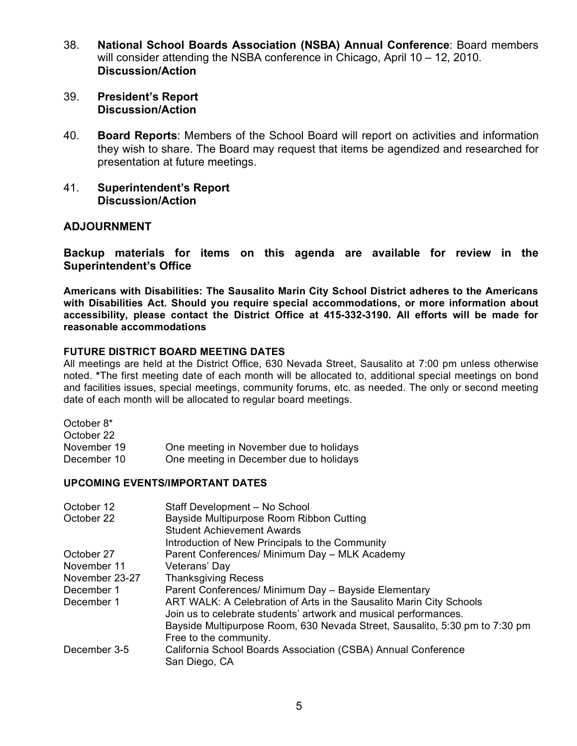38. **National School Boards Association (NSBA) Annual Conference**: Board members will consider attending the NSBA conference in Chicago, April 10 – 12, 2010.
    **Discussion/Action**

39. **President's Report**
    **Discussion/Action**

40. **Board Reports**: Members of the School Board will report on activities and information they wish to share. The Board may request that items be agendized and researched for presentation at future meetings.

41. **Superintendent's Report**
    **Discussion/Action**

## ADJOURNMENT

**Backup materials for items on this agenda are available for review in the Superintendent's Office**

**Americans with Disabilities: The Sausalito Marin City School District adheres to the Americans with Disabilities Act. Should you require special accommodations, or more information about accessibility, please contact the District Office at 415-332-3190. All efforts will be made for reasonable accommodations**

### FUTURE DISTRICT BOARD MEETING DATES

All meetings are held at the District Office, 630 Nevada Street, Sausalito at 7:00 pm unless otherwise noted. **\***The first meeting date of each month will be allocated to, additional special meetings on bond and facilities issues, special meetings, community forums, etc. as needed. The only or second meeting date of each month will be allocated to regular board meetings.

| | |
|---|---|
| October 8* | |
| October 22 | |
| November 19 | One meeting in November due to holidays |
| December 10 | One meeting in December due to holidays |

### UPCOMING EVENTS/IMPORTANT DATES

| | |
|---|---|
| October 12 | Staff Development – No School |
| October 22 | Bayside Multipurpose Room Ribbon Cutting<br>Student Achievement Awards<br>Introduction of New Principals to the Community |
| October 27 | Parent Conferences/ Minimum Day – MLK Academy |
| November 11 | Veterans' Day |
| November 23-27 | Thanksgiving Recess |
| December 1 | Parent Conferences/ Minimum Day – Bayside Elementary |
| December 1 | ART WALK: A Celebration of Arts in the Sausalito Marin City Schools<br>Join us to celebrate students' artwork and musical performances.<br>Bayside Multipurpose Room, 630 Nevada Street, Sausalito, 5:30 pm to 7:30 pm<br>Free to the community. |
| December 3-5 | California School Boards Association (CSBA) Annual Conference<br>San Diego, CA |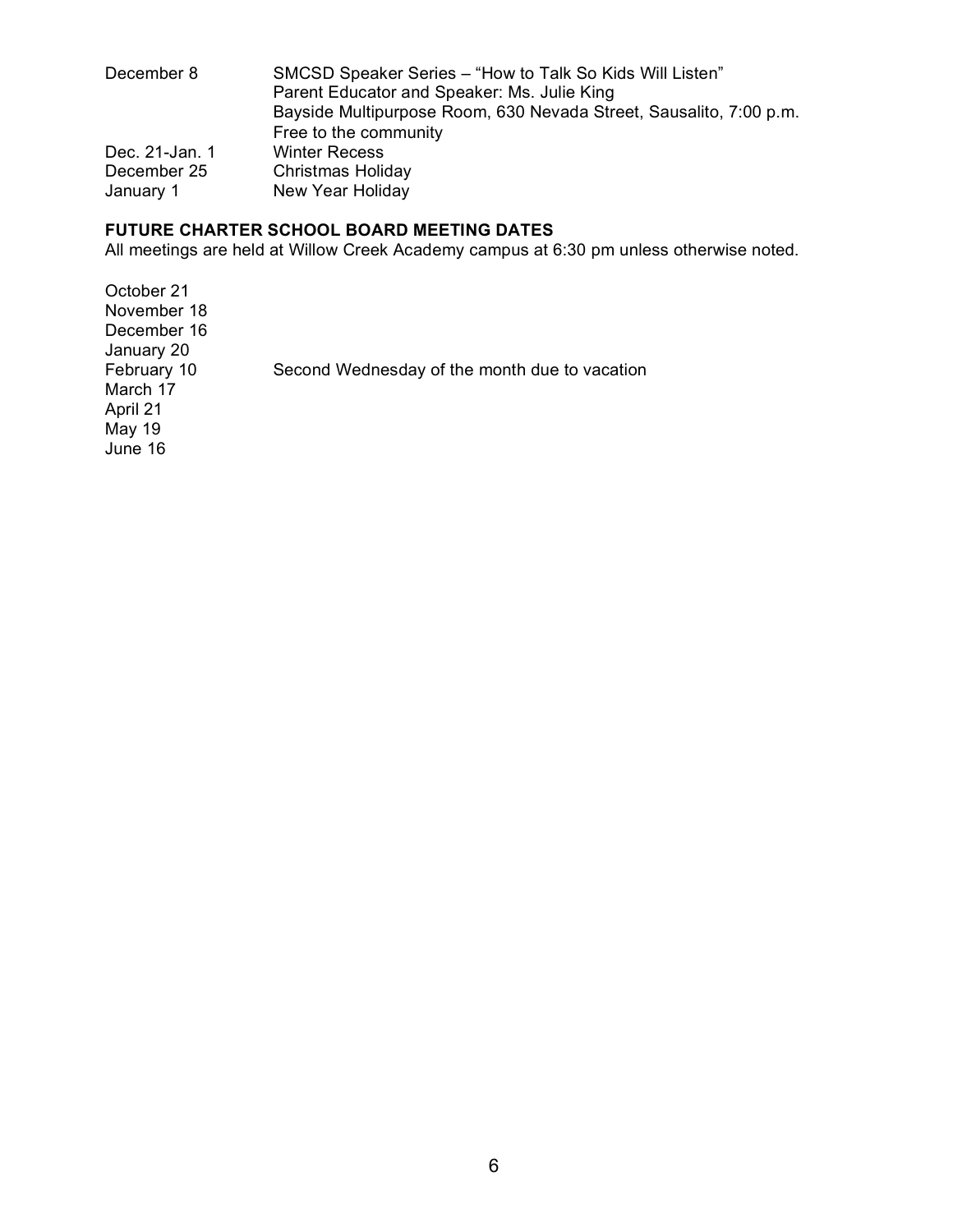| | |
|---|---|
| December 8 | SMCSD Speaker Series – "How to Talk So Kids Will Listen"<br>Parent Educator and Speaker: Ms. Julie King<br>Bayside Multipurpose Room, 630 Nevada Street, Sausalito, 7:00 p.m.<br>Free to the community |
| Dec. 21-Jan. 1 | Winter Recess |
| December 25 | Christmas Holiday |
| January 1 | New Year Holiday |

**FUTURE CHARTER SCHOOL BOARD MEETING DATES**

All meetings are held at Willow Creek Academy campus at 6:30 pm unless otherwise noted.

| | |
|---|---|
| October 21 | |
| November 18 | |
| December 16 | |
| January 20 | |
| February 10 | Second Wednesday of the month due to vacation |
| March 17 | |
| April 21 | |
| May 19 | |
| June 16 | |